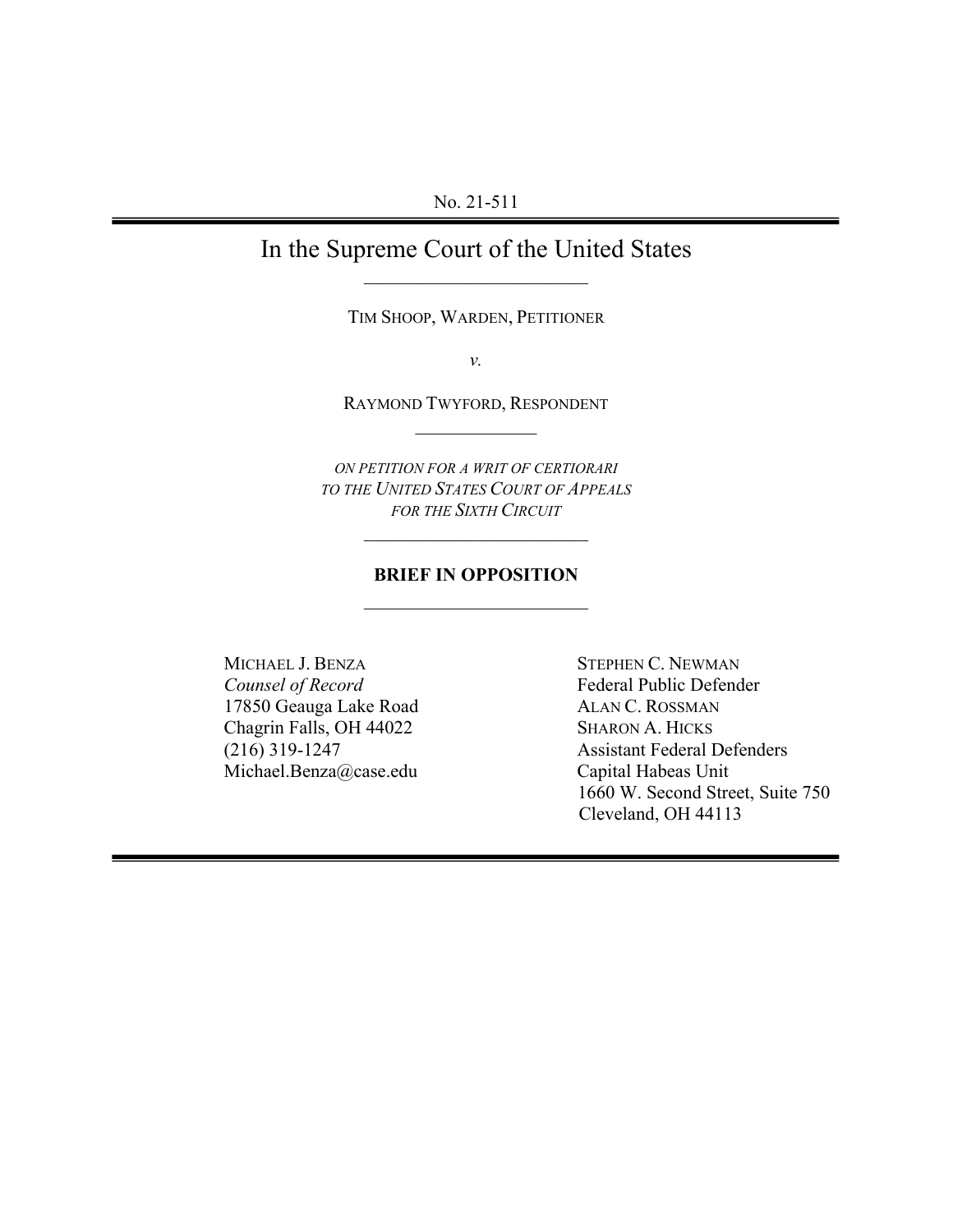No. 21-511

---

# In the Supreme Court of the United States

---

TIM SHOOP, WARDEN, PETITIONER

*v.*

RAYMOND TWYFORD, RESPONDENT

---

*ON PETITION FOR A WRIT OF CERTIORARI TO THE UNITED STATES COURT OF APPEALS FOR THE SIXTH CIRCUIT*

---

**BRIEF IN OPPOSITION**

---

MICHAEL J. BENZA
*Counsel of Record*
17850 Geauga Lake Road
Chagrin Falls, OH 44022
(216) 319-1247
Michael.Benza@case.edu

STEPHEN C. NEWMAN
Federal Public Defender
ALAN C. ROSSMAN
SHARON A. HICKS
Assistant Federal Defenders
Capital Habeas Unit
1660 W. Second Street, Suite 750
Cleveland, OH 44113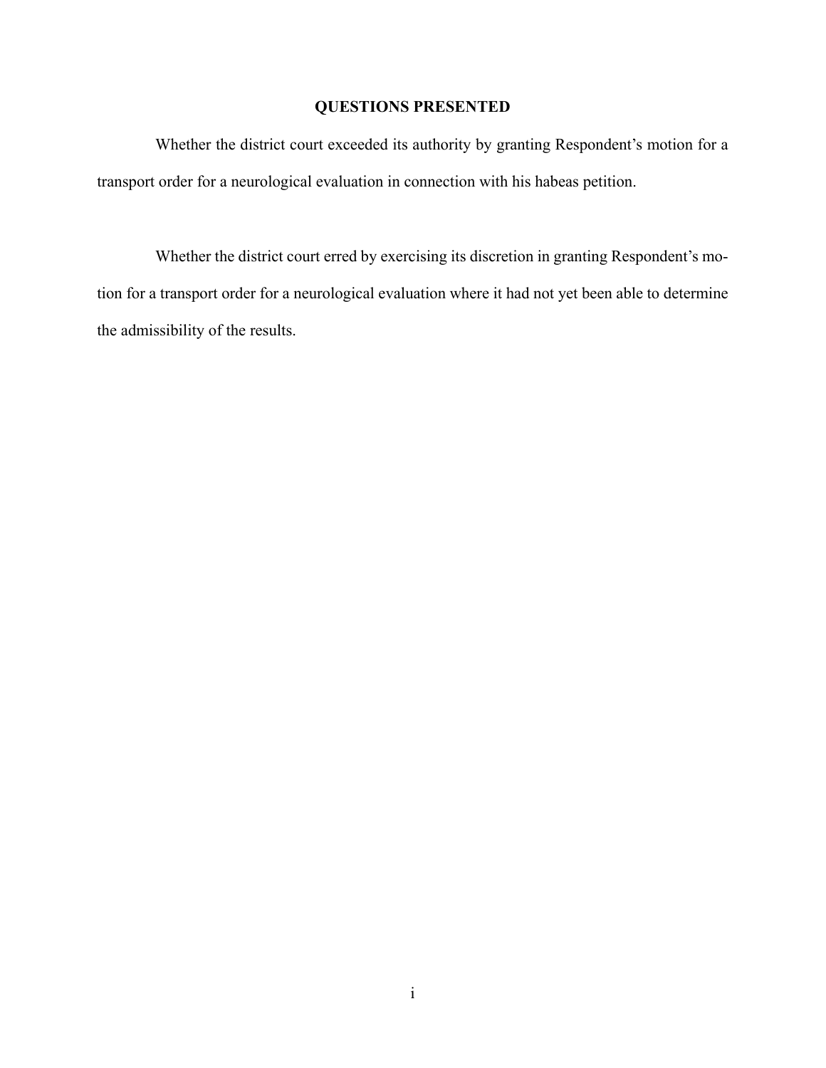## QUESTIONS PRESENTED

Whether the district court exceeded its authority by granting Respondent's motion for a transport order for a neurological evaluation in connection with his habeas petition.

Whether the district court erred by exercising its discretion in granting Respondent's motion for a transport order for a neurological evaluation where it had not yet been able to determine the admissibility of the results.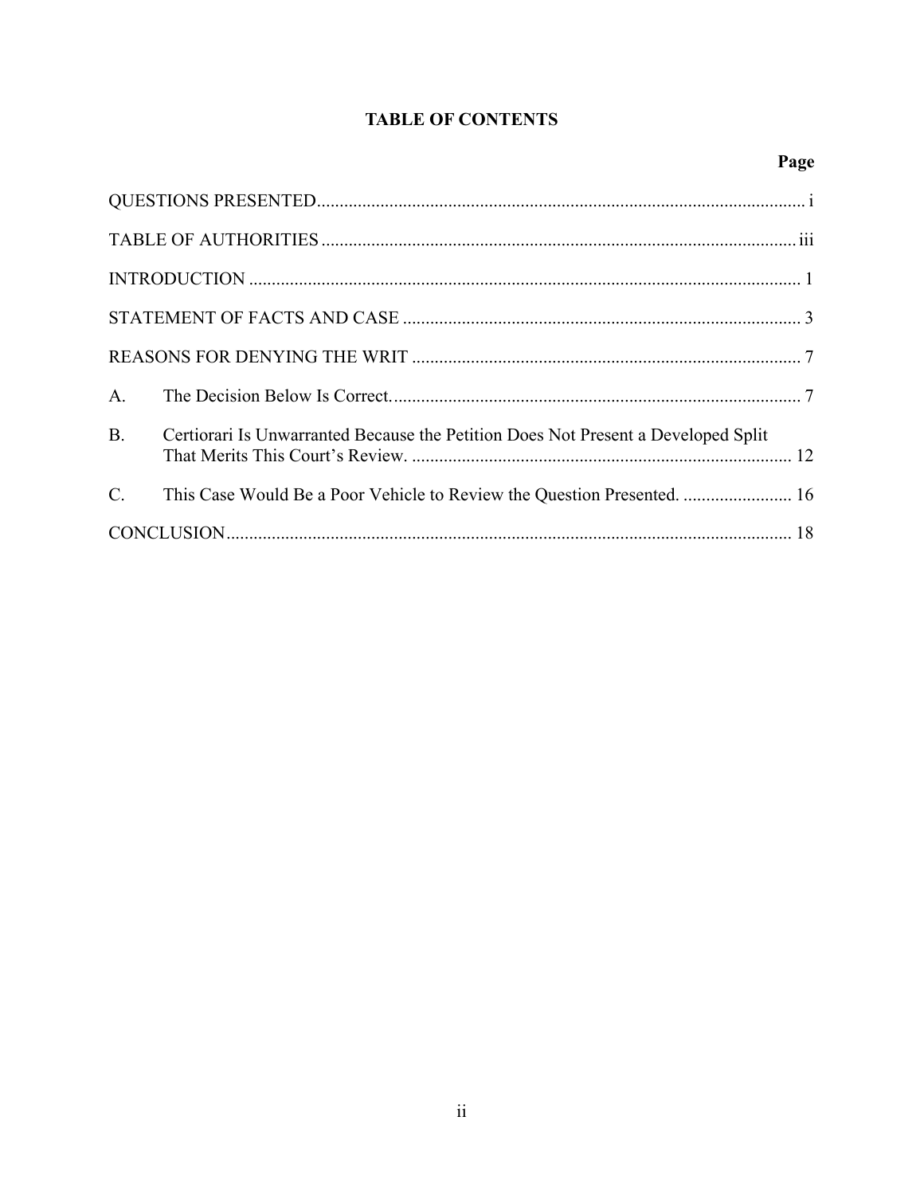## TABLE OF CONTENTS

| | Page |
|---|---|
| QUESTIONS PRESENTED | i |
| TABLE OF AUTHORITIES | iii |
| INTRODUCTION | 1 |
| STATEMENT OF FACTS AND CASE | 3 |
| REASONS FOR DENYING THE WRIT | 7 |
| A. The Decision Below Is Correct. | 7 |
| B. Certiorari Is Unwarranted Because the Petition Does Not Present a Developed Split That Merits This Court's Review. | 12 |
| C. This Case Would Be a Poor Vehicle to Review the Question Presented. | 16 |
| CONCLUSION | 18 |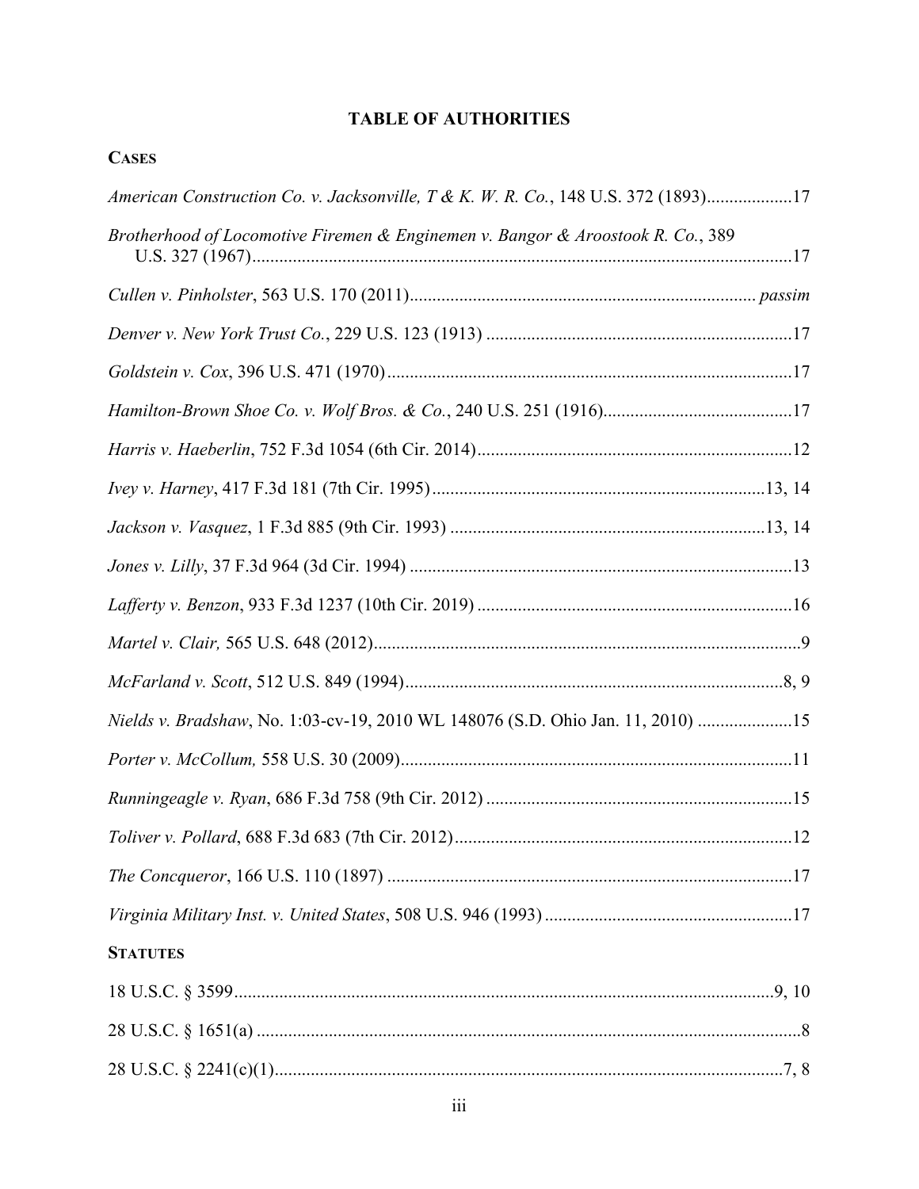# TABLE OF AUTHORITIES

## CASES

*American Construction Co. v. Jacksonville, T & K. W. R. Co.*, 148 U.S. 372 (1893)....................17

*Brotherhood of Locomotive Firemen & Enginemen v. Bangor & Aroostook R. Co.*, 389 U.S. 327 (1967)........................................................................................................................17

*Cullen v. Pinholster*, 563 U.S. 170 (2011)............................................................................ *passim*

*Denver v. New York Trust Co.*, 229 U.S. 123 (1913) ....................................................................17

*Goldstein v. Cox*, 396 U.S. 471 (1970)..........................................................................................17

*Hamilton-Brown Shoe Co. v. Wolf Bros. & Co.*, 240 U.S. 251 (1916)..........................................17

*Harris v. Haeberlin*, 752 F.3d 1054 (6th Cir. 2014)......................................................................12

*Ivey v. Harney*, 417 F.3d 181 (7th Cir. 1995)..........................................................................13, 14

*Jackson v. Vasquez*, 1 F.3d 885 (9th Cir. 1993) ......................................................................13, 14

*Jones v. Lilly*, 37 F.3d 964 (3d Cir. 1994) .....................................................................................13

*Lafferty v. Benzon*, 933 F.3d 1237 (10th Cir. 2019) ......................................................................16

*Martel v. Clair,* 565 U.S. 648 (2012)...............................................................................................9

*McFarland v. Scott*, 512 U.S. 849 (1994).....................................................................................8, 9

*Nields v. Bradshaw*, No. 1:03-cv-19, 2010 WL 148076 (S.D. Ohio Jan. 11, 2010) .....................15

*Porter v. McCollum,* 558 U.S. 30 (2009).......................................................................................11

*Runningeagle v. Ryan*, 686 F.3d 758 (9th Cir. 2012) ....................................................................15

*Toliver v. Pollard*, 688 F.3d 683 (7th Cir. 2012)...........................................................................12

*The Concqueror*, 166 U.S. 110 (1897) ..........................................................................................17

*Virginia Military Inst. v. United States*, 508 U.S. 946 (1993) .......................................................17

## STATUTES

18 U.S.C. § 3599........................................................................................................................9, 10

28 U.S.C. § 1651(a) ........................................................................................................................8

28 U.S.C. § 2241(c)(1)................................................................................................................7, 8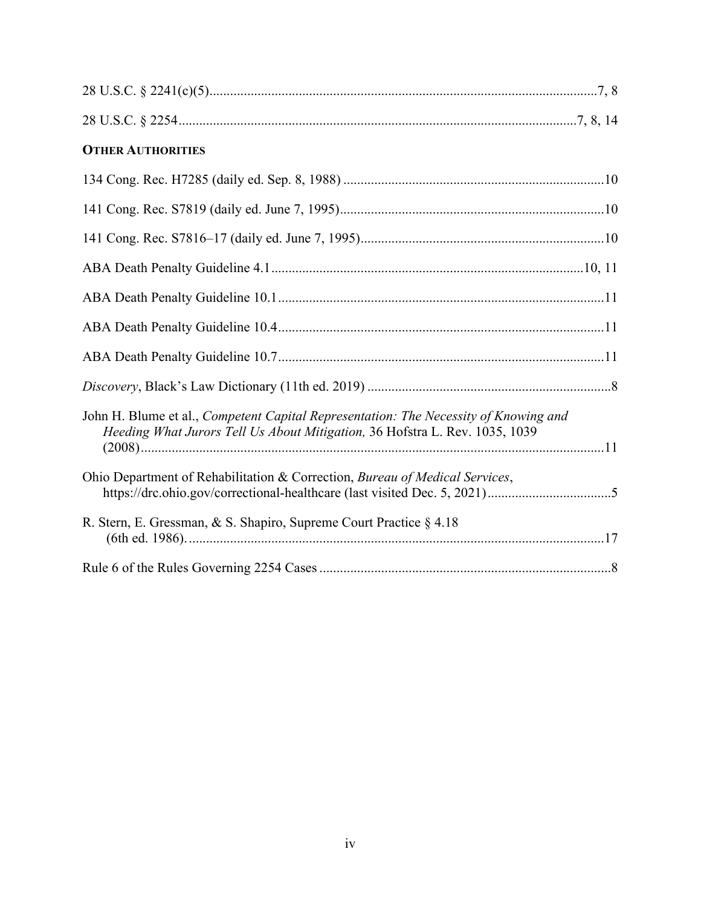28 U.S.C. § 2241(c)(5)................................................................................................................7, 8

28 U.S.C. § 2254...................................................................................................................7, 8, 14

**OTHER AUTHORITIES**

134 Cong. Rec. H7285 (daily ed. Sep. 8, 1988) ...........................................................................10

141 Cong. Rec. S7819 (daily ed. June 7, 1995)............................................................................10

141 Cong. Rec. S7816–17 (daily ed. June 7, 1995)......................................................................10

ABA Death Penalty Guideline 4.1...........................................................................................10, 11

ABA Death Penalty Guideline 10.1..............................................................................................11

ABA Death Penalty Guideline 10.4..............................................................................................11

ABA Death Penalty Guideline 10.7..............................................................................................11

*Discovery*, Black's Law Dictionary (11th ed. 2019) .......................................................................8

John H. Blume et al., *Competent Capital Representation: The Necessity of Knowing and Heeding What Jurors Tell Us About Mitigation,* 36 Hofstra L. Rev. 1035, 1039 (2008).......................................................................................................................................11

Ohio Department of Rehabilitation & Correction, *Bureau of Medical Services*, https://drc.ohio.gov/correctional-healthcare (last visited Dec. 5, 2021)....................................5

R. Stern, E. Gressman, & S. Shapiro, Supreme Court Practice § 4.18 (6th ed. 1986)..........................................................................................................................17

Rule 6 of the Rules Governing 2254 Cases ....................................................................................8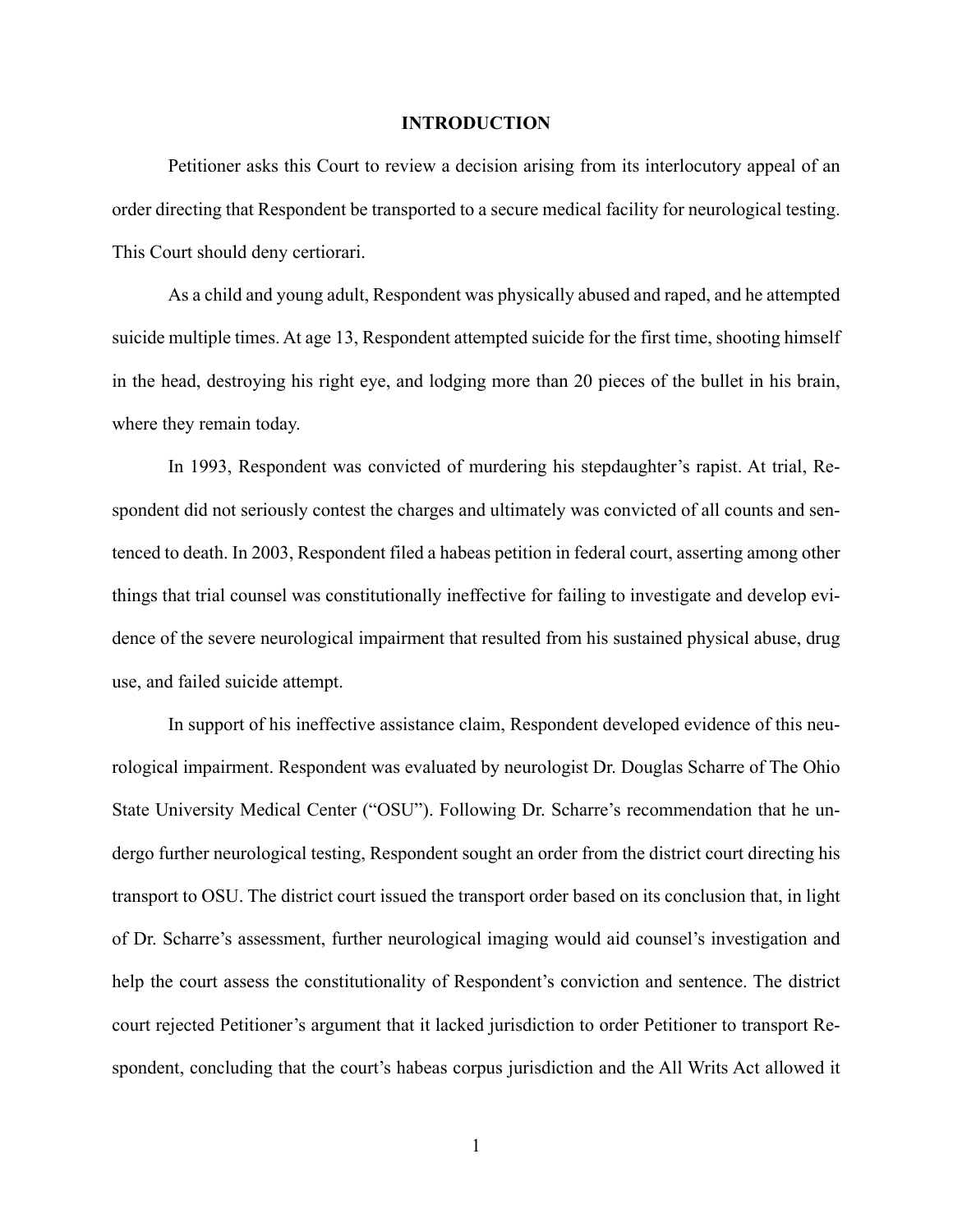# INTRODUCTION

Petitioner asks this Court to review a decision arising from its interlocutory appeal of an order directing that Respondent be transported to a secure medical facility for neurological testing. This Court should deny certiorari.

As a child and young adult, Respondent was physically abused and raped, and he attempted suicide multiple times. At age 13, Respondent attempted suicide for the first time, shooting himself in the head, destroying his right eye, and lodging more than 20 pieces of the bullet in his brain, where they remain today.

In 1993, Respondent was convicted of murdering his stepdaughter's rapist. At trial, Respondent did not seriously contest the charges and ultimately was convicted of all counts and sentenced to death. In 2003, Respondent filed a habeas petition in federal court, asserting among other things that trial counsel was constitutionally ineffective for failing to investigate and develop evidence of the severe neurological impairment that resulted from his sustained physical abuse, drug use, and failed suicide attempt.

In support of his ineffective assistance claim, Respondent developed evidence of this neurological impairment. Respondent was evaluated by neurologist Dr. Douglas Scharre of The Ohio State University Medical Center ("OSU"). Following Dr. Scharre's recommendation that he undergo further neurological testing, Respondent sought an order from the district court directing his transport to OSU. The district court issued the transport order based on its conclusion that, in light of Dr. Scharre's assessment, further neurological imaging would aid counsel's investigation and help the court assess the constitutionality of Respondent's conviction and sentence. The district court rejected Petitioner's argument that it lacked jurisdiction to order Petitioner to transport Respondent, concluding that the court's habeas corpus jurisdiction and the All Writs Act allowed it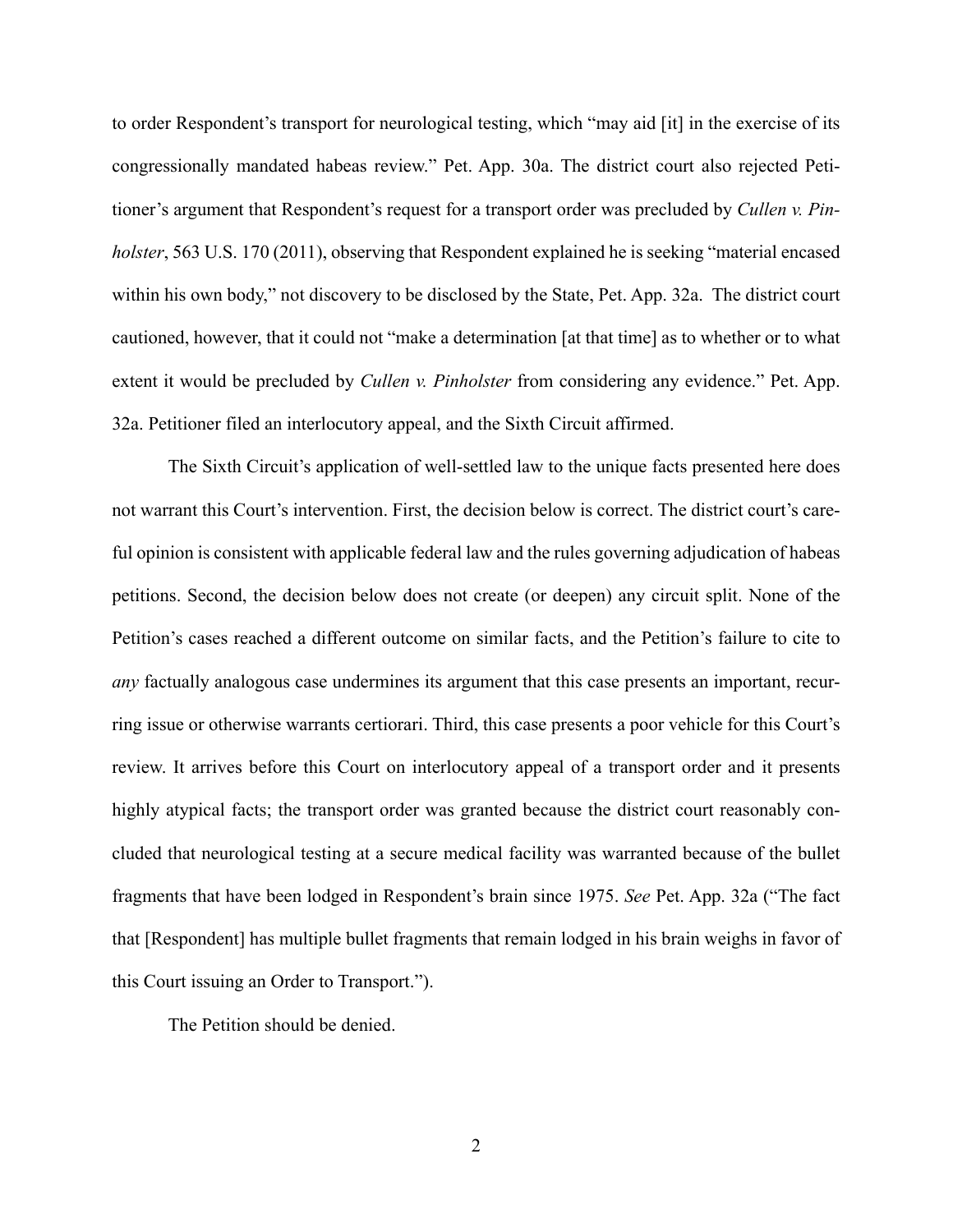to order Respondent's transport for neurological testing, which "may aid [it] in the exercise of its congressionally mandated habeas review." Pet. App. 30a. The district court also rejected Petitioner's argument that Respondent's request for a transport order was precluded by *Cullen v. Pinholster*, 563 U.S. 170 (2011), observing that Respondent explained he is seeking "material encased within his own body," not discovery to be disclosed by the State, Pet. App. 32a. The district court cautioned, however, that it could not "make a determination [at that time] as to whether or to what extent it would be precluded by *Cullen v. Pinholster* from considering any evidence." Pet. App. 32a. Petitioner filed an interlocutory appeal, and the Sixth Circuit affirmed.

The Sixth Circuit's application of well-settled law to the unique facts presented here does not warrant this Court's intervention. First, the decision below is correct. The district court's careful opinion is consistent with applicable federal law and the rules governing adjudication of habeas petitions. Second, the decision below does not create (or deepen) any circuit split. None of the Petition's cases reached a different outcome on similar facts, and the Petition's failure to cite to *any* factually analogous case undermines its argument that this case presents an important, recurring issue or otherwise warrants certiorari. Third, this case presents a poor vehicle for this Court's review. It arrives before this Court on interlocutory appeal of a transport order and it presents highly atypical facts; the transport order was granted because the district court reasonably concluded that neurological testing at a secure medical facility was warranted because of the bullet fragments that have been lodged in Respondent's brain since 1975. *See* Pet. App. 32a ("The fact that [Respondent] has multiple bullet fragments that remain lodged in his brain weighs in favor of this Court issuing an Order to Transport.").

The Petition should be denied.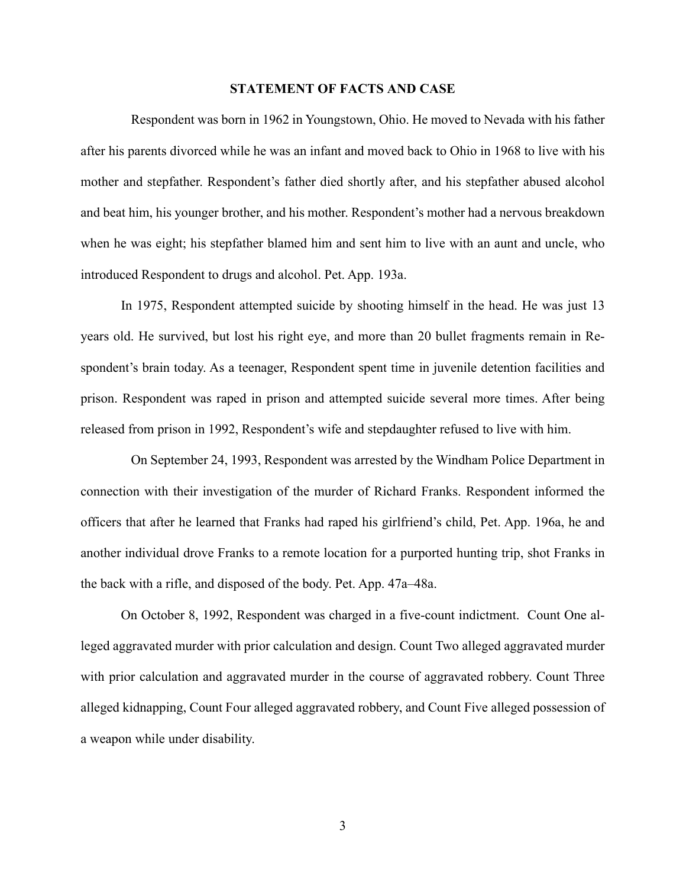## STATEMENT OF FACTS AND CASE

Respondent was born in 1962 in Youngstown, Ohio. He moved to Nevada with his father after his parents divorced while he was an infant and moved back to Ohio in 1968 to live with his mother and stepfather. Respondent's father died shortly after, and his stepfather abused alcohol and beat him, his younger brother, and his mother. Respondent's mother had a nervous breakdown when he was eight; his stepfather blamed him and sent him to live with an aunt and uncle, who introduced Respondent to drugs and alcohol. Pet. App. 193a.

In 1975, Respondent attempted suicide by shooting himself in the head. He was just 13 years old. He survived, but lost his right eye, and more than 20 bullet fragments remain in Respondent's brain today. As a teenager, Respondent spent time in juvenile detention facilities and prison. Respondent was raped in prison and attempted suicide several more times. After being released from prison in 1992, Respondent's wife and stepdaughter refused to live with him.

On September 24, 1993, Respondent was arrested by the Windham Police Department in connection with their investigation of the murder of Richard Franks. Respondent informed the officers that after he learned that Franks had raped his girlfriend's child, Pet. App. 196a, he and another individual drove Franks to a remote location for a purported hunting trip, shot Franks in the back with a rifle, and disposed of the body. Pet. App. 47a–48a.

On October 8, 1992, Respondent was charged in a five-count indictment. Count One alleged aggravated murder with prior calculation and design. Count Two alleged aggravated murder with prior calculation and aggravated murder in the course of aggravated robbery. Count Three alleged kidnapping, Count Four alleged aggravated robbery, and Count Five alleged possession of a weapon while under disability.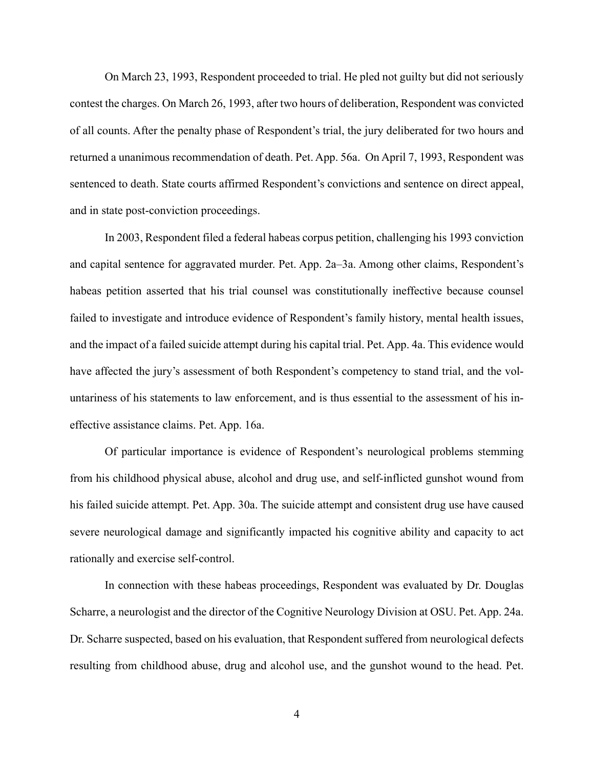On March 23, 1993, Respondent proceeded to trial. He pled not guilty but did not seriously contest the charges. On March 26, 1993, after two hours of deliberation, Respondent was convicted of all counts. After the penalty phase of Respondent's trial, the jury deliberated for two hours and returned a unanimous recommendation of death. Pet. App. 56a. On April 7, 1993, Respondent was sentenced to death. State courts affirmed Respondent's convictions and sentence on direct appeal, and in state post-conviction proceedings.

In 2003, Respondent filed a federal habeas corpus petition, challenging his 1993 conviction and capital sentence for aggravated murder. Pet. App. 2a–3a. Among other claims, Respondent's habeas petition asserted that his trial counsel was constitutionally ineffective because counsel failed to investigate and introduce evidence of Respondent's family history, mental health issues, and the impact of a failed suicide attempt during his capital trial. Pet. App. 4a. This evidence would have affected the jury's assessment of both Respondent's competency to stand trial, and the voluntariness of his statements to law enforcement, and is thus essential to the assessment of his ineffective assistance claims. Pet. App. 16a.

Of particular importance is evidence of Respondent's neurological problems stemming from his childhood physical abuse, alcohol and drug use, and self-inflicted gunshot wound from his failed suicide attempt. Pet. App. 30a. The suicide attempt and consistent drug use have caused severe neurological damage and significantly impacted his cognitive ability and capacity to act rationally and exercise self-control.

In connection with these habeas proceedings, Respondent was evaluated by Dr. Douglas Scharre, a neurologist and the director of the Cognitive Neurology Division at OSU. Pet. App. 24a. Dr. Scharre suspected, based on his evaluation, that Respondent suffered from neurological defects resulting from childhood abuse, drug and alcohol use, and the gunshot wound to the head. Pet.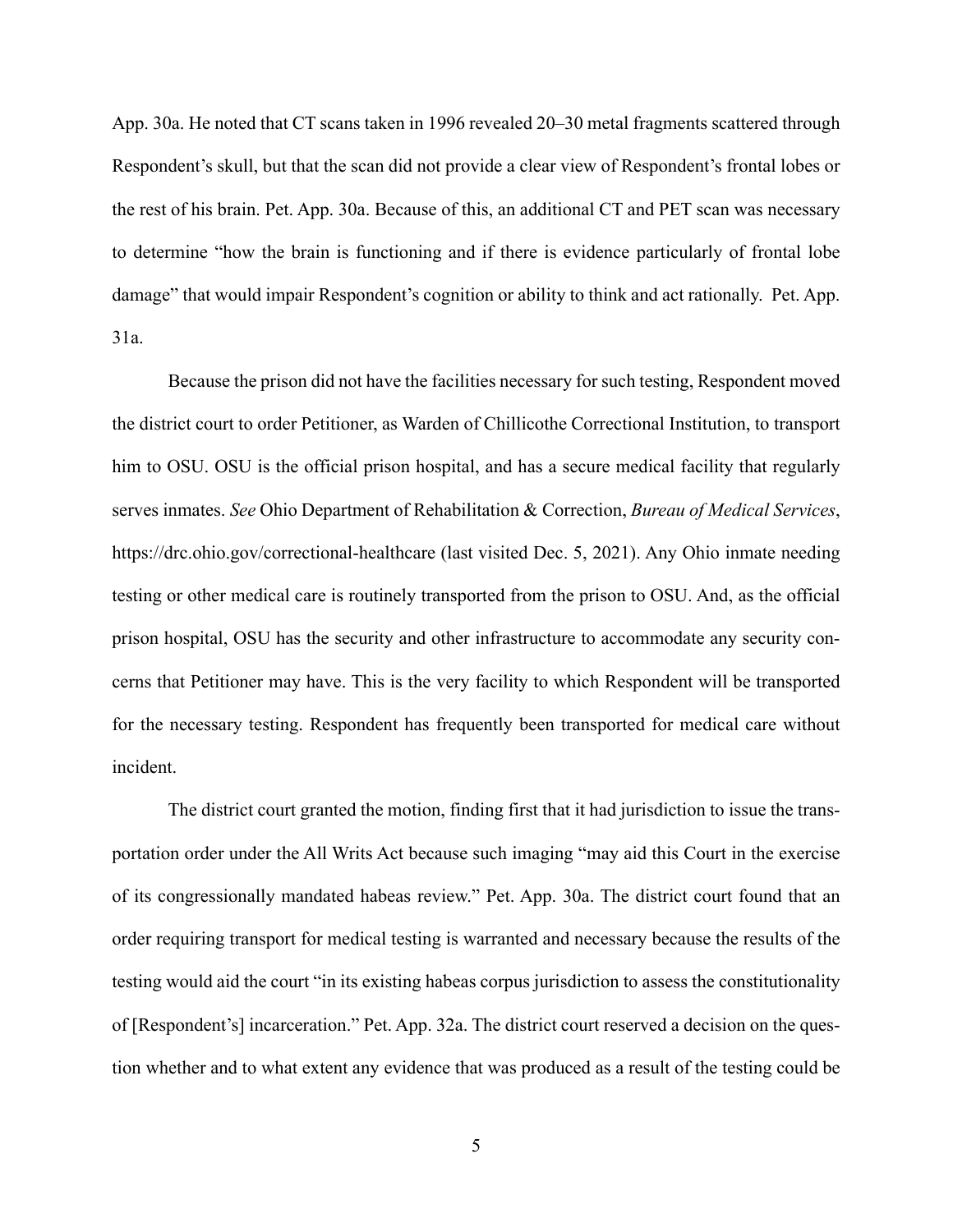App. 30a. He noted that CT scans taken in 1996 revealed 20–30 metal fragments scattered through Respondent's skull, but that the scan did not provide a clear view of Respondent's frontal lobes or the rest of his brain. Pet. App. 30a. Because of this, an additional CT and PET scan was necessary to determine "how the brain is functioning and if there is evidence particularly of frontal lobe damage" that would impair Respondent's cognition or ability to think and act rationally. Pet. App. 31a.

Because the prison did not have the facilities necessary for such testing, Respondent moved the district court to order Petitioner, as Warden of Chillicothe Correctional Institution, to transport him to OSU. OSU is the official prison hospital, and has a secure medical facility that regularly serves inmates. *See* Ohio Department of Rehabilitation & Correction, *Bureau of Medical Services*, https://drc.ohio.gov/correctional-healthcare (last visited Dec. 5, 2021). Any Ohio inmate needing testing or other medical care is routinely transported from the prison to OSU. And, as the official prison hospital, OSU has the security and other infrastructure to accommodate any security concerns that Petitioner may have. This is the very facility to which Respondent will be transported for the necessary testing. Respondent has frequently been transported for medical care without incident.

The district court granted the motion, finding first that it had jurisdiction to issue the transportation order under the All Writs Act because such imaging "may aid this Court in the exercise of its congressionally mandated habeas review." Pet. App. 30a. The district court found that an order requiring transport for medical testing is warranted and necessary because the results of the testing would aid the court "in its existing habeas corpus jurisdiction to assess the constitutionality of [Respondent's] incarceration." Pet. App. 32a. The district court reserved a decision on the question whether and to what extent any evidence that was produced as a result of the testing could be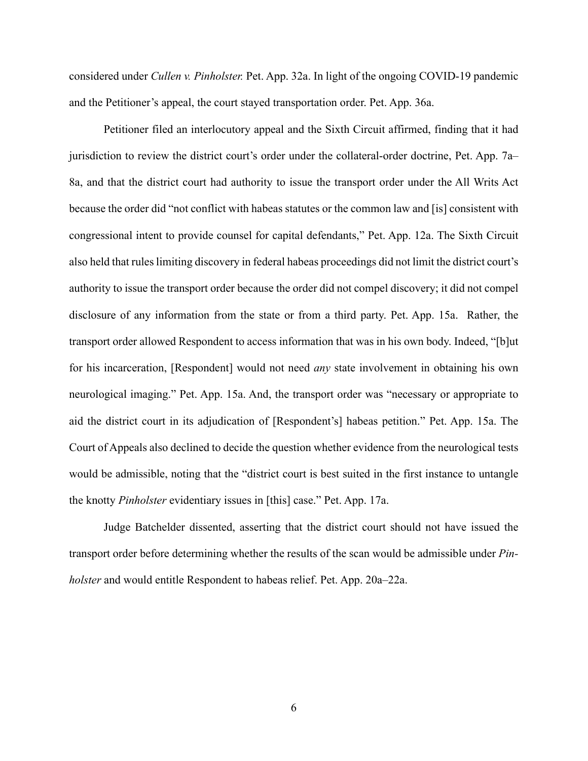considered under *Cullen v. Pinholster.* Pet. App. 32a. In light of the ongoing COVID-19 pandemic and the Petitioner's appeal, the court stayed transportation order. Pet. App. 36a.

Petitioner filed an interlocutory appeal and the Sixth Circuit affirmed, finding that it had jurisdiction to review the district court's order under the collateral-order doctrine, Pet. App. 7a–8a, and that the district court had authority to issue the transport order under the All Writs Act because the order did "not conflict with habeas statutes or the common law and [is] consistent with congressional intent to provide counsel for capital defendants," Pet. App. 12a. The Sixth Circuit also held that rules limiting discovery in federal habeas proceedings did not limit the district court's authority to issue the transport order because the order did not compel discovery; it did not compel disclosure of any information from the state or from a third party. Pet. App. 15a. Rather, the transport order allowed Respondent to access information that was in his own body. Indeed, "[b]ut for his incarceration, [Respondent] would not need *any* state involvement in obtaining his own neurological imaging." Pet. App. 15a. And, the transport order was "necessary or appropriate to aid the district court in its adjudication of [Respondent's] habeas petition." Pet. App. 15a. The Court of Appeals also declined to decide the question whether evidence from the neurological tests would be admissible, noting that the "district court is best suited in the first instance to untangle the knotty *Pinholster* evidentiary issues in [this] case." Pet. App. 17a.

Judge Batchelder dissented, asserting that the district court should not have issued the transport order before determining whether the results of the scan would be admissible under *Pinholster* and would entitle Respondent to habeas relief. Pet. App. 20a–22a.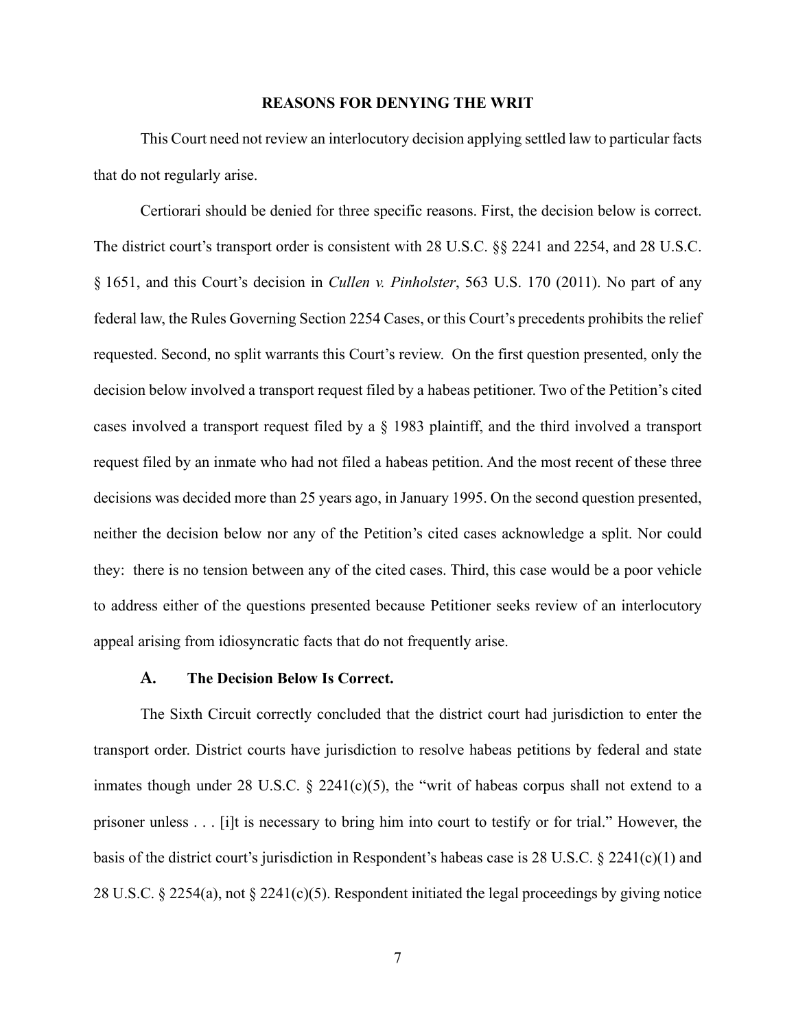## REASONS FOR DENYING THE WRIT

This Court need not review an interlocutory decision applying settled law to particular facts that do not regularly arise.

Certiorari should be denied for three specific reasons. First, the decision below is correct. The district court's transport order is consistent with 28 U.S.C. §§ 2241 and 2254, and 28 U.S.C. § 1651, and this Court's decision in *Cullen v. Pinholster*, 563 U.S. 170 (2011). No part of any federal law, the Rules Governing Section 2254 Cases, or this Court's precedents prohibits the relief requested. Second, no split warrants this Court's review. On the first question presented, only the decision below involved a transport request filed by a habeas petitioner. Two of the Petition's cited cases involved a transport request filed by a § 1983 plaintiff, and the third involved a transport request filed by an inmate who had not filed a habeas petition. And the most recent of these three decisions was decided more than 25 years ago, in January 1995. On the second question presented, neither the decision below nor any of the Petition's cited cases acknowledge a split. Nor could they: there is no tension between any of the cited cases. Third, this case would be a poor vehicle to address either of the questions presented because Petitioner seeks review of an interlocutory appeal arising from idiosyncratic facts that do not frequently arise.

### A. The Decision Below Is Correct.

The Sixth Circuit correctly concluded that the district court had jurisdiction to enter the transport order. District courts have jurisdiction to resolve habeas petitions by federal and state inmates though under 28 U.S.C. § 2241(c)(5), the "writ of habeas corpus shall not extend to a prisoner unless . . . [i]t is necessary to bring him into court to testify or for trial." However, the basis of the district court's jurisdiction in Respondent's habeas case is 28 U.S.C. § 2241(c)(1) and 28 U.S.C. § 2254(a), not § 2241(c)(5). Respondent initiated the legal proceedings by giving notice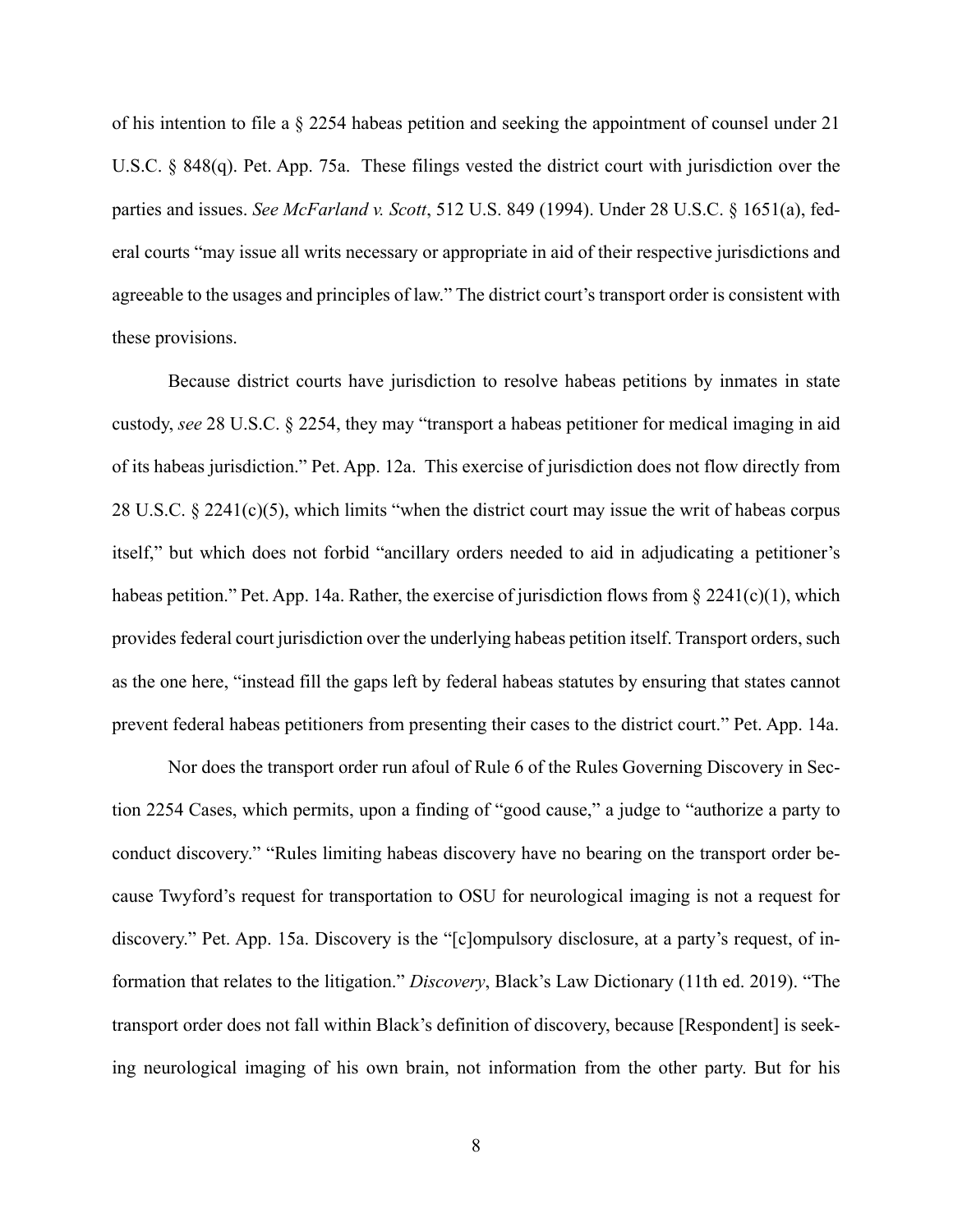of his intention to file a § 2254 habeas petition and seeking the appointment of counsel under 21 U.S.C. § 848(q). Pet. App. 75a. These filings vested the district court with jurisdiction over the parties and issues. *See McFarland v. Scott*, 512 U.S. 849 (1994). Under 28 U.S.C. § 1651(a), federal courts "may issue all writs necessary or appropriate in aid of their respective jurisdictions and agreeable to the usages and principles of law." The district court's transport order is consistent with these provisions.

Because district courts have jurisdiction to resolve habeas petitions by inmates in state custody, *see* 28 U.S.C. § 2254, they may "transport a habeas petitioner for medical imaging in aid of its habeas jurisdiction." Pet. App. 12a. This exercise of jurisdiction does not flow directly from 28 U.S.C. § 2241(c)(5), which limits "when the district court may issue the writ of habeas corpus itself," but which does not forbid "ancillary orders needed to aid in adjudicating a petitioner's habeas petition." Pet. App. 14a. Rather, the exercise of jurisdiction flows from § 2241(c)(1), which provides federal court jurisdiction over the underlying habeas petition itself. Transport orders, such as the one here, "instead fill the gaps left by federal habeas statutes by ensuring that states cannot prevent federal habeas petitioners from presenting their cases to the district court." Pet. App. 14a.

Nor does the transport order run afoul of Rule 6 of the Rules Governing Discovery in Section 2254 Cases, which permits, upon a finding of "good cause," a judge to "authorize a party to conduct discovery." "Rules limiting habeas discovery have no bearing on the transport order because Twyford's request for transportation to OSU for neurological imaging is not a request for discovery." Pet. App. 15a. Discovery is the "[c]ompulsory disclosure, at a party's request, of information that relates to the litigation." *Discovery*, Black's Law Dictionary (11th ed. 2019). "The transport order does not fall within Black's definition of discovery, because [Respondent] is seeking neurological imaging of his own brain, not information from the other party. But for his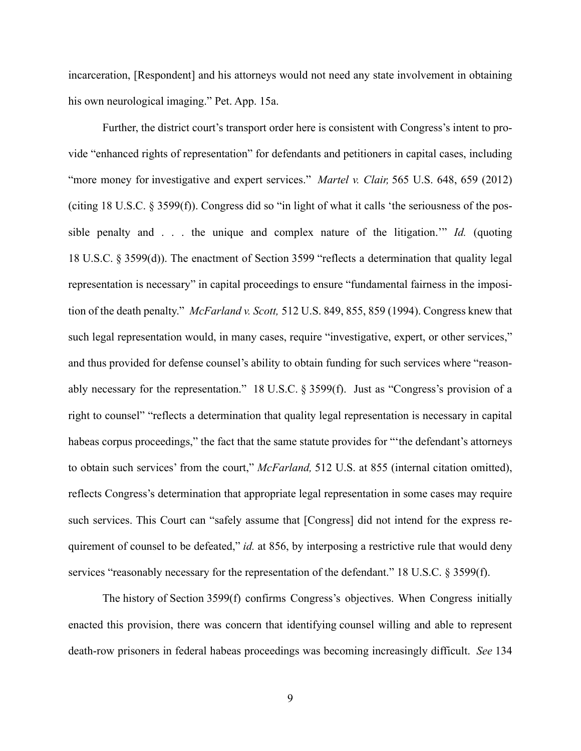incarceration, [Respondent] and his attorneys would not need any state involvement in obtaining his own neurological imaging." Pet. App. 15a.

Further, the district court's transport order here is consistent with Congress's intent to provide "enhanced rights of representation" for defendants and petitioners in capital cases, including "more money for investigative and expert services." *Martel v. Clair,* 565 U.S. 648, 659 (2012) (citing 18 U.S.C. § 3599(f)). Congress did so "in light of what it calls 'the seriousness of the possible penalty and . . . the unique and complex nature of the litigation.'" *Id.* (quoting 18 U.S.C. § 3599(d)). The enactment of Section 3599 "reflects a determination that quality legal representation is necessary" in capital proceedings to ensure "fundamental fairness in the imposition of the death penalty." *McFarland v. Scott,* 512 U.S. 849, 855, 859 (1994). Congress knew that such legal representation would, in many cases, require "investigative, expert, or other services," and thus provided for defense counsel's ability to obtain funding for such services where "reasonably necessary for the representation." 18 U.S.C. § 3599(f). Just as "Congress's provision of a right to counsel" "reflects a determination that quality legal representation is necessary in capital habeas corpus proceedings," the fact that the same statute provides for "'the defendant's attorneys to obtain such services' from the court," *McFarland,* 512 U.S. at 855 (internal citation omitted), reflects Congress's determination that appropriate legal representation in some cases may require such services. This Court can "safely assume that [Congress] did not intend for the express requirement of counsel to be defeated," *id.* at 856, by interposing a restrictive rule that would deny services "reasonably necessary for the representation of the defendant." 18 U.S.C. § 3599(f).

The history of Section 3599(f) confirms Congress's objectives. When Congress initially enacted this provision, there was concern that identifying counsel willing and able to represent death-row prisoners in federal habeas proceedings was becoming increasingly difficult. *See* 134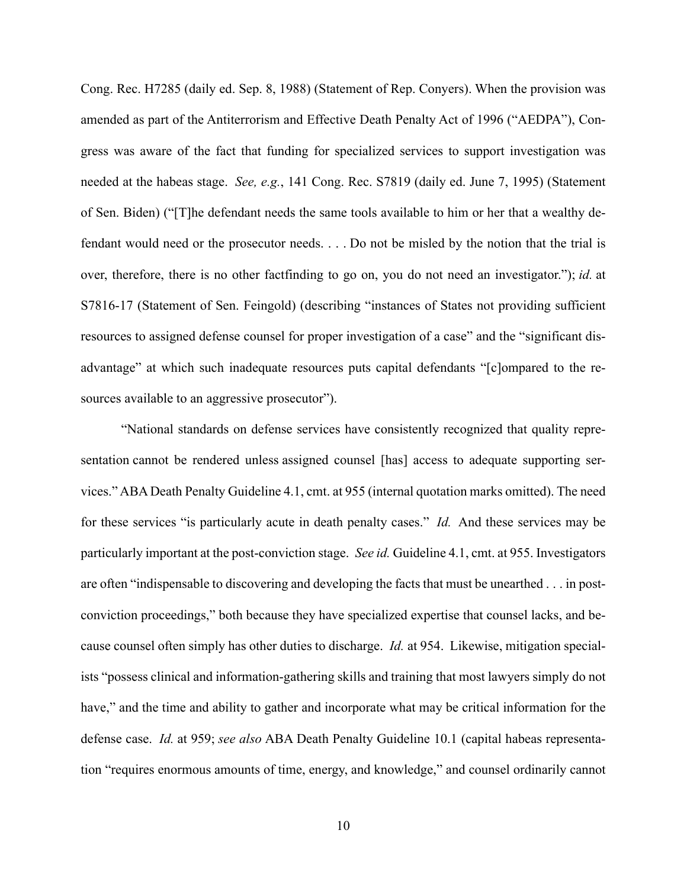Cong. Rec. H7285 (daily ed. Sep. 8, 1988) (Statement of Rep. Conyers). When the provision was amended as part of the Antiterrorism and Effective Death Penalty Act of 1996 ("AEDPA"), Congress was aware of the fact that funding for specialized services to support investigation was needed at the habeas stage. *See, e.g.*, 141 Cong. Rec. S7819 (daily ed. June 7, 1995) (Statement of Sen. Biden) ("[T]he defendant needs the same tools available to him or her that a wealthy defendant would need or the prosecutor needs. . . . Do not be misled by the notion that the trial is over, therefore, there is no other factfinding to go on, you do not need an investigator."); *id.* at S7816-17 (Statement of Sen. Feingold) (describing "instances of States not providing sufficient resources to assigned defense counsel for proper investigation of a case" and the "significant disadvantage" at which such inadequate resources puts capital defendants "[c]ompared to the resources available to an aggressive prosecutor").

"National standards on defense services have consistently recognized that quality representation cannot be rendered unless assigned counsel [has] access to adequate supporting services." ABA Death Penalty Guideline 4.1, cmt. at 955 (internal quotation marks omitted). The need for these services "is particularly acute in death penalty cases." *Id.* And these services may be particularly important at the post-conviction stage. *See id.* Guideline 4.1, cmt. at 955. Investigators are often "indispensable to discovering and developing the facts that must be unearthed . . . in post-conviction proceedings," both because they have specialized expertise that counsel lacks, and because counsel often simply has other duties to discharge. *Id.* at 954. Likewise, mitigation specialists "possess clinical and information-gathering skills and training that most lawyers simply do not have," and the time and ability to gather and incorporate what may be critical information for the defense case. *Id.* at 959; *see also* ABA Death Penalty Guideline 10.1 (capital habeas representation "requires enormous amounts of time, energy, and knowledge," and counsel ordinarily cannot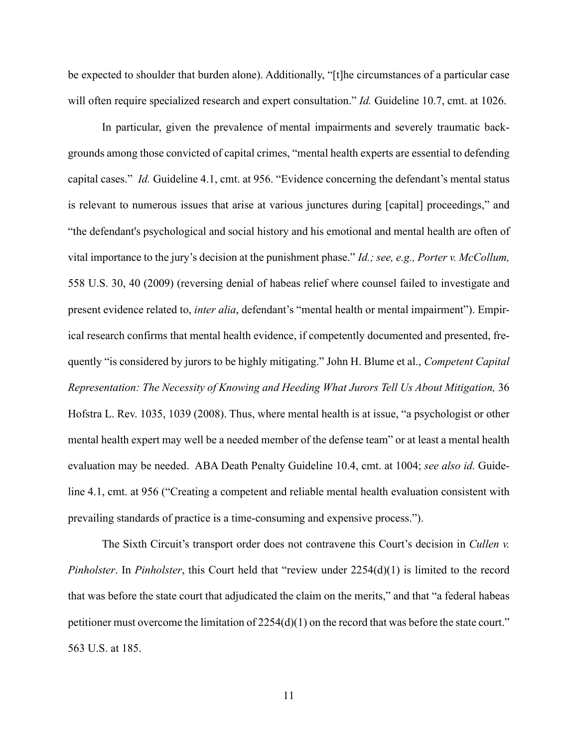be expected to shoulder that burden alone). Additionally, "[t]he circumstances of a particular case will often require specialized research and expert consultation." *Id.* Guideline 10.7, cmt. at 1026.

In particular, given the prevalence of mental impairments and severely traumatic backgrounds among those convicted of capital crimes, "mental health experts are essential to defending capital cases." *Id.* Guideline 4.1, cmt. at 956. "Evidence concerning the defendant's mental status is relevant to numerous issues that arise at various junctures during [capital] proceedings," and "the defendant's psychological and social history and his emotional and mental health are often of vital importance to the jury's decision at the punishment phase." *Id.; see, e.g., Porter v. McCollum,* 558 U.S. 30, 40 (2009) (reversing denial of habeas relief where counsel failed to investigate and present evidence related to, *inter alia*, defendant's "mental health or mental impairment"). Empirical research confirms that mental health evidence, if competently documented and presented, frequently "is considered by jurors to be highly mitigating." John H. Blume et al., *Competent Capital Representation: The Necessity of Knowing and Heeding What Jurors Tell Us About Mitigation,* 36 Hofstra L. Rev. 1035, 1039 (2008). Thus, where mental health is at issue, "a psychologist or other mental health expert may well be a needed member of the defense team" or at least a mental health evaluation may be needed. ABA Death Penalty Guideline 10.4, cmt. at 1004; *see also id.* Guideline 4.1, cmt. at 956 ("Creating a competent and reliable mental health evaluation consistent with prevailing standards of practice is a time-consuming and expensive process.").

The Sixth Circuit's transport order does not contravene this Court's decision in *Cullen v. Pinholster*. In *Pinholster*, this Court held that "review under 2254(d)(1) is limited to the record that was before the state court that adjudicated the claim on the merits," and that "a federal habeas petitioner must overcome the limitation of 2254(d)(1) on the record that was before the state court." 563 U.S. at 185.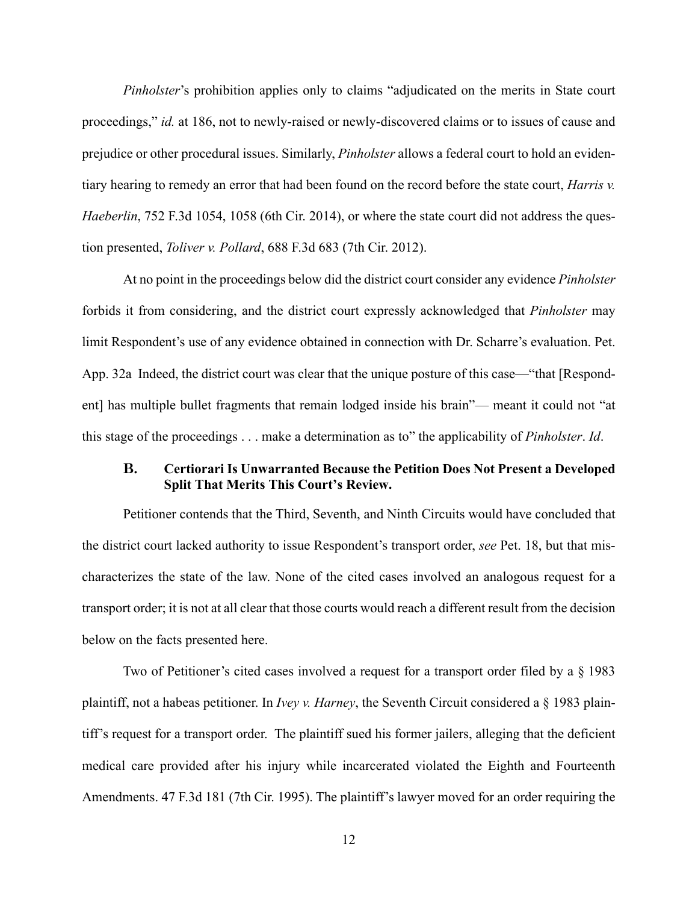*Pinholster*'s prohibition applies only to claims "adjudicated on the merits in State court proceedings," *id.* at 186, not to newly-raised or newly-discovered claims or to issues of cause and prejudice or other procedural issues. Similarly, *Pinholster* allows a federal court to hold an evidentiary hearing to remedy an error that had been found on the record before the state court, *Harris v. Haeberlin*, 752 F.3d 1054, 1058 (6th Cir. 2014), or where the state court did not address the question presented, *Toliver v. Pollard*, 688 F.3d 683 (7th Cir. 2012).

At no point in the proceedings below did the district court consider any evidence *Pinholster* forbids it from considering, and the district court expressly acknowledged that *Pinholster* may limit Respondent's use of any evidence obtained in connection with Dr. Scharre's evaluation. Pet. App. 32a Indeed, the district court was clear that the unique posture of this case—"that [Respondent] has multiple bullet fragments that remain lodged inside his brain"— meant it could not "at this stage of the proceedings . . . make a determination as to" the applicability of *Pinholster*. *Id*.

### B. Certiorari Is Unwarranted Because the Petition Does Not Present a Developed Split That Merits This Court's Review.

Petitioner contends that the Third, Seventh, and Ninth Circuits would have concluded that the district court lacked authority to issue Respondent's transport order, *see* Pet. 18, but that mischaracterizes the state of the law. None of the cited cases involved an analogous request for a transport order; it is not at all clear that those courts would reach a different result from the decision below on the facts presented here.

Two of Petitioner's cited cases involved a request for a transport order filed by a § 1983 plaintiff, not a habeas petitioner. In *Ivey v. Harney*, the Seventh Circuit considered a § 1983 plaintiff's request for a transport order. The plaintiff sued his former jailers, alleging that the deficient medical care provided after his injury while incarcerated violated the Eighth and Fourteenth Amendments. 47 F.3d 181 (7th Cir. 1995). The plaintiff's lawyer moved for an order requiring the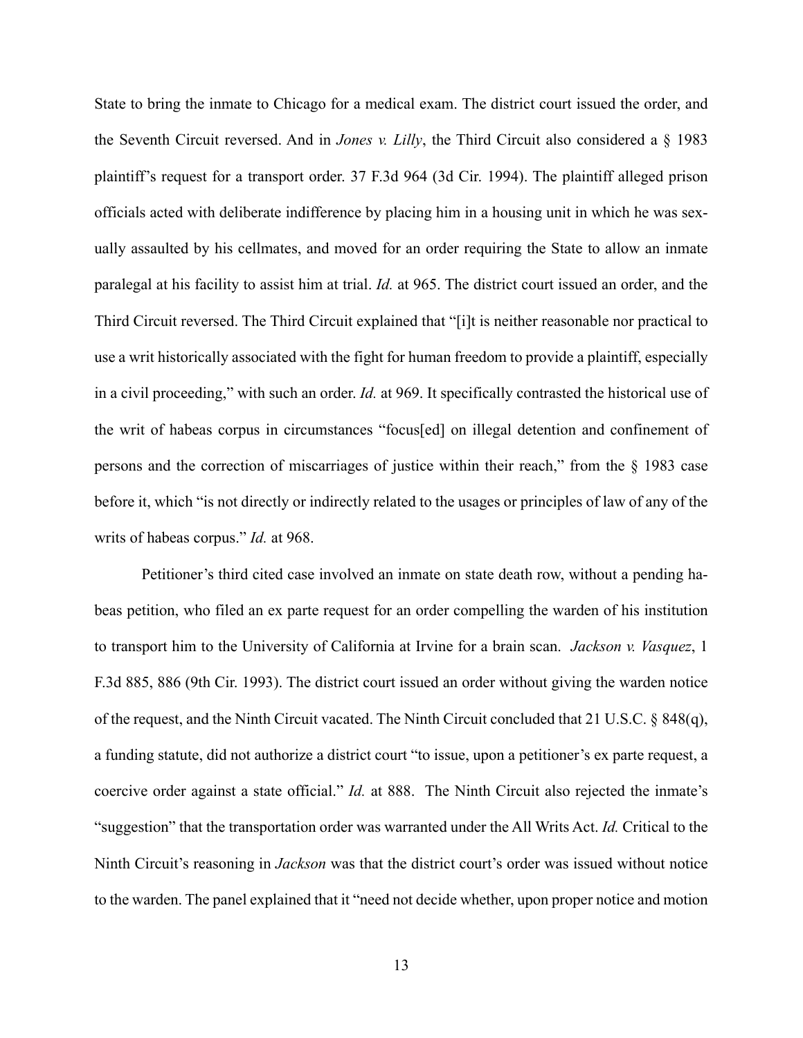State to bring the inmate to Chicago for a medical exam. The district court issued the order, and the Seventh Circuit reversed. And in *Jones v. Lilly*, the Third Circuit also considered a § 1983 plaintiff's request for a transport order. 37 F.3d 964 (3d Cir. 1994). The plaintiff alleged prison officials acted with deliberate indifference by placing him in a housing unit in which he was sexually assaulted by his cellmates, and moved for an order requiring the State to allow an inmate paralegal at his facility to assist him at trial. *Id.* at 965. The district court issued an order, and the Third Circuit reversed. The Third Circuit explained that "[i]t is neither reasonable nor practical to use a writ historically associated with the fight for human freedom to provide a plaintiff, especially in a civil proceeding," with such an order. *Id.* at 969. It specifically contrasted the historical use of the writ of habeas corpus in circumstances "focus[ed] on illegal detention and confinement of persons and the correction of miscarriages of justice within their reach," from the § 1983 case before it, which "is not directly or indirectly related to the usages or principles of law of any of the writs of habeas corpus." *Id.* at 968.

Petitioner's third cited case involved an inmate on state death row, without a pending habeas petition, who filed an ex parte request for an order compelling the warden of his institution to transport him to the University of California at Irvine for a brain scan. *Jackson v. Vasquez*, 1 F.3d 885, 886 (9th Cir. 1993). The district court issued an order without giving the warden notice of the request, and the Ninth Circuit vacated. The Ninth Circuit concluded that 21 U.S.C. § 848(q), a funding statute, did not authorize a district court "to issue, upon a petitioner's ex parte request, a coercive order against a state official." *Id.* at 888. The Ninth Circuit also rejected the inmate's "suggestion" that the transportation order was warranted under the All Writs Act. *Id.* Critical to the Ninth Circuit's reasoning in *Jackson* was that the district court's order was issued without notice to the warden. The panel explained that it "need not decide whether, upon proper notice and motion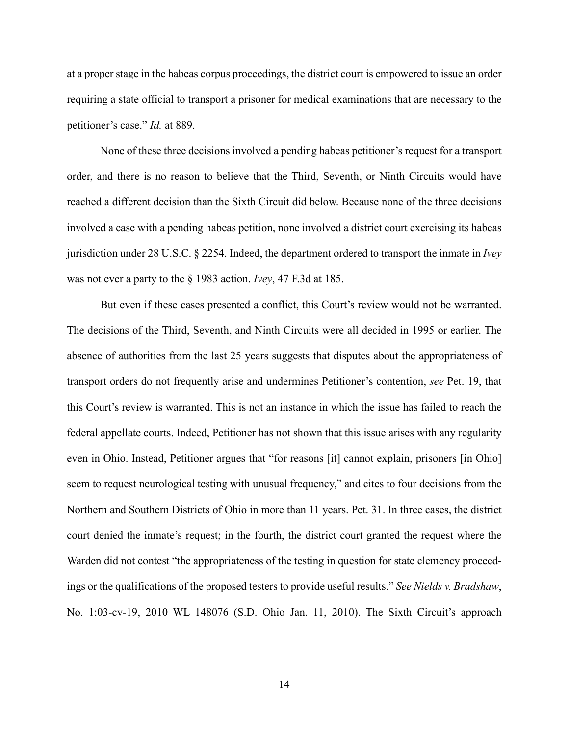at a proper stage in the habeas corpus proceedings, the district court is empowered to issue an order requiring a state official to transport a prisoner for medical examinations that are necessary to the petitioner's case." *Id.* at 889.

None of these three decisions involved a pending habeas petitioner's request for a transport order, and there is no reason to believe that the Third, Seventh, or Ninth Circuits would have reached a different decision than the Sixth Circuit did below. Because none of the three decisions involved a case with a pending habeas petition, none involved a district court exercising its habeas jurisdiction under 28 U.S.C. § 2254. Indeed, the department ordered to transport the inmate in *Ivey* was not ever a party to the § 1983 action. *Ivey*, 47 F.3d at 185.

But even if these cases presented a conflict, this Court's review would not be warranted. The decisions of the Third, Seventh, and Ninth Circuits were all decided in 1995 or earlier. The absence of authorities from the last 25 years suggests that disputes about the appropriateness of transport orders do not frequently arise and undermines Petitioner's contention, *see* Pet. 19, that this Court's review is warranted. This is not an instance in which the issue has failed to reach the federal appellate courts. Indeed, Petitioner has not shown that this issue arises with any regularity even in Ohio. Instead, Petitioner argues that "for reasons [it] cannot explain, prisoners [in Ohio] seem to request neurological testing with unusual frequency," and cites to four decisions from the Northern and Southern Districts of Ohio in more than 11 years. Pet. 31. In three cases, the district court denied the inmate's request; in the fourth, the district court granted the request where the Warden did not contest "the appropriateness of the testing in question for state clemency proceedings or the qualifications of the proposed testers to provide useful results." *See Nields v. Bradshaw*, No. 1:03-cv-19, 2010 WL 148076 (S.D. Ohio Jan. 11, 2010). The Sixth Circuit's approach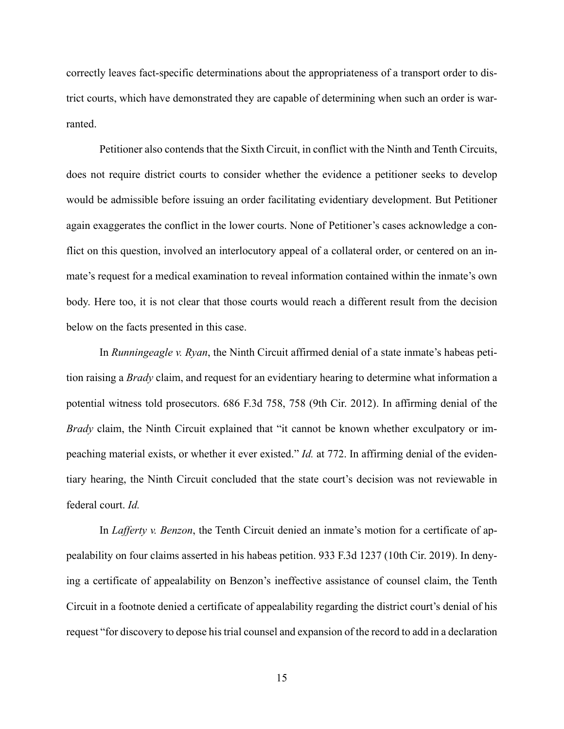correctly leaves fact-specific determinations about the appropriateness of a transport order to district courts, which have demonstrated they are capable of determining when such an order is warranted.

Petitioner also contends that the Sixth Circuit, in conflict with the Ninth and Tenth Circuits, does not require district courts to consider whether the evidence a petitioner seeks to develop would be admissible before issuing an order facilitating evidentiary development. But Petitioner again exaggerates the conflict in the lower courts. None of Petitioner's cases acknowledge a conflict on this question, involved an interlocutory appeal of a collateral order, or centered on an inmate's request for a medical examination to reveal information contained within the inmate's own body. Here too, it is not clear that those courts would reach a different result from the decision below on the facts presented in this case.

In *Runningeagle v. Ryan*, the Ninth Circuit affirmed denial of a state inmate's habeas petition raising a *Brady* claim, and request for an evidentiary hearing to determine what information a potential witness told prosecutors. 686 F.3d 758, 758 (9th Cir. 2012). In affirming denial of the *Brady* claim, the Ninth Circuit explained that "it cannot be known whether exculpatory or impeaching material exists, or whether it ever existed." *Id.* at 772. In affirming denial of the evidentiary hearing, the Ninth Circuit concluded that the state court's decision was not reviewable in federal court. *Id.*

In *Lafferty v. Benzon*, the Tenth Circuit denied an inmate's motion for a certificate of appealability on four claims asserted in his habeas petition. 933 F.3d 1237 (10th Cir. 2019). In denying a certificate of appealability on Benzon's ineffective assistance of counsel claim, the Tenth Circuit in a footnote denied a certificate of appealability regarding the district court's denial of his request "for discovery to depose his trial counsel and expansion of the record to add in a declaration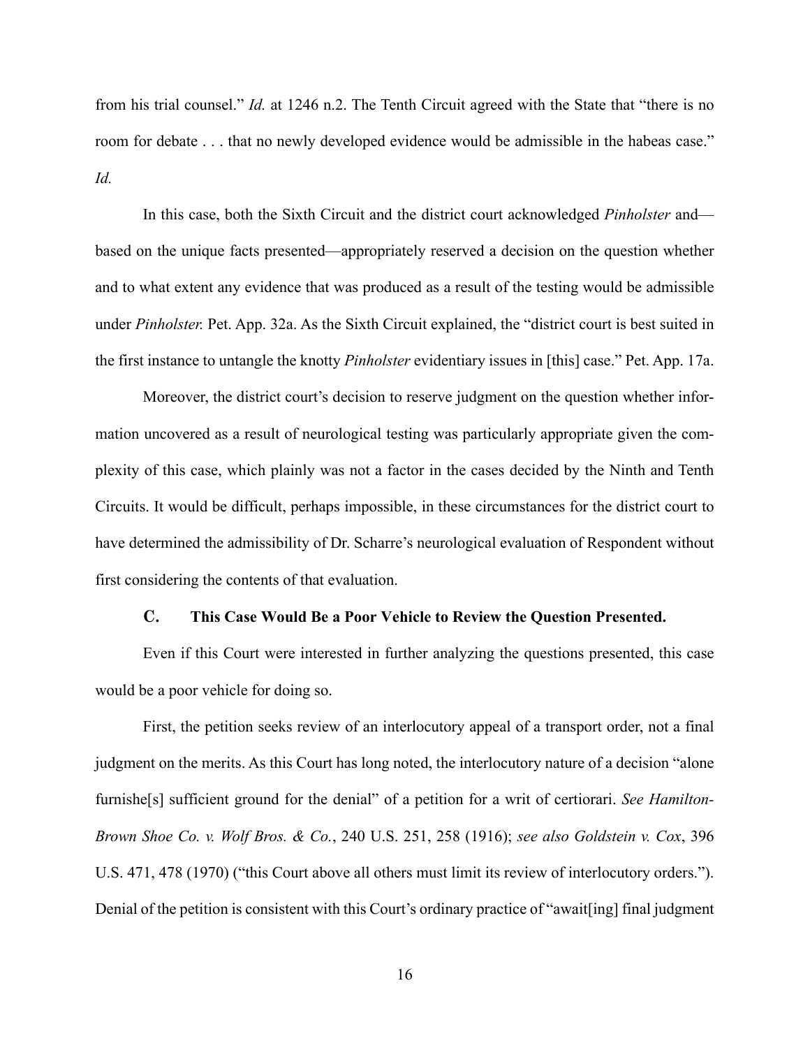from his trial counsel." *Id.* at 1246 n.2. The Tenth Circuit agreed with the State that "there is no room for debate . . . that no newly developed evidence would be admissible in the habeas case." *Id.*

In this case, both the Sixth Circuit and the district court acknowledged *Pinholster* and—based on the unique facts presented—appropriately reserved a decision on the question whether and to what extent any evidence that was produced as a result of the testing would be admissible under *Pinholster.* Pet. App. 32a. As the Sixth Circuit explained, the "district court is best suited in the first instance to untangle the knotty *Pinholster* evidentiary issues in [this] case." Pet. App. 17a.

Moreover, the district court's decision to reserve judgment on the question whether information uncovered as a result of neurological testing was particularly appropriate given the complexity of this case, which plainly was not a factor in the cases decided by the Ninth and Tenth Circuits. It would be difficult, perhaps impossible, in these circumstances for the district court to have determined the admissibility of Dr. Scharre's neurological evaluation of Respondent without first considering the contents of that evaluation.

### C. This Case Would Be a Poor Vehicle to Review the Question Presented.

Even if this Court were interested in further analyzing the questions presented, this case would be a poor vehicle for doing so.

First, the petition seeks review of an interlocutory appeal of a transport order, not a final judgment on the merits. As this Court has long noted, the interlocutory nature of a decision "alone furnishe[s] sufficient ground for the denial" of a petition for a writ of certiorari. *See Hamilton-Brown Shoe Co. v. Wolf Bros. & Co.*, 240 U.S. 251, 258 (1916); *see also Goldstein v. Cox*, 396 U.S. 471, 478 (1970) ("this Court above all others must limit its review of interlocutory orders."). Denial of the petition is consistent with this Court's ordinary practice of "await[ing] final judgment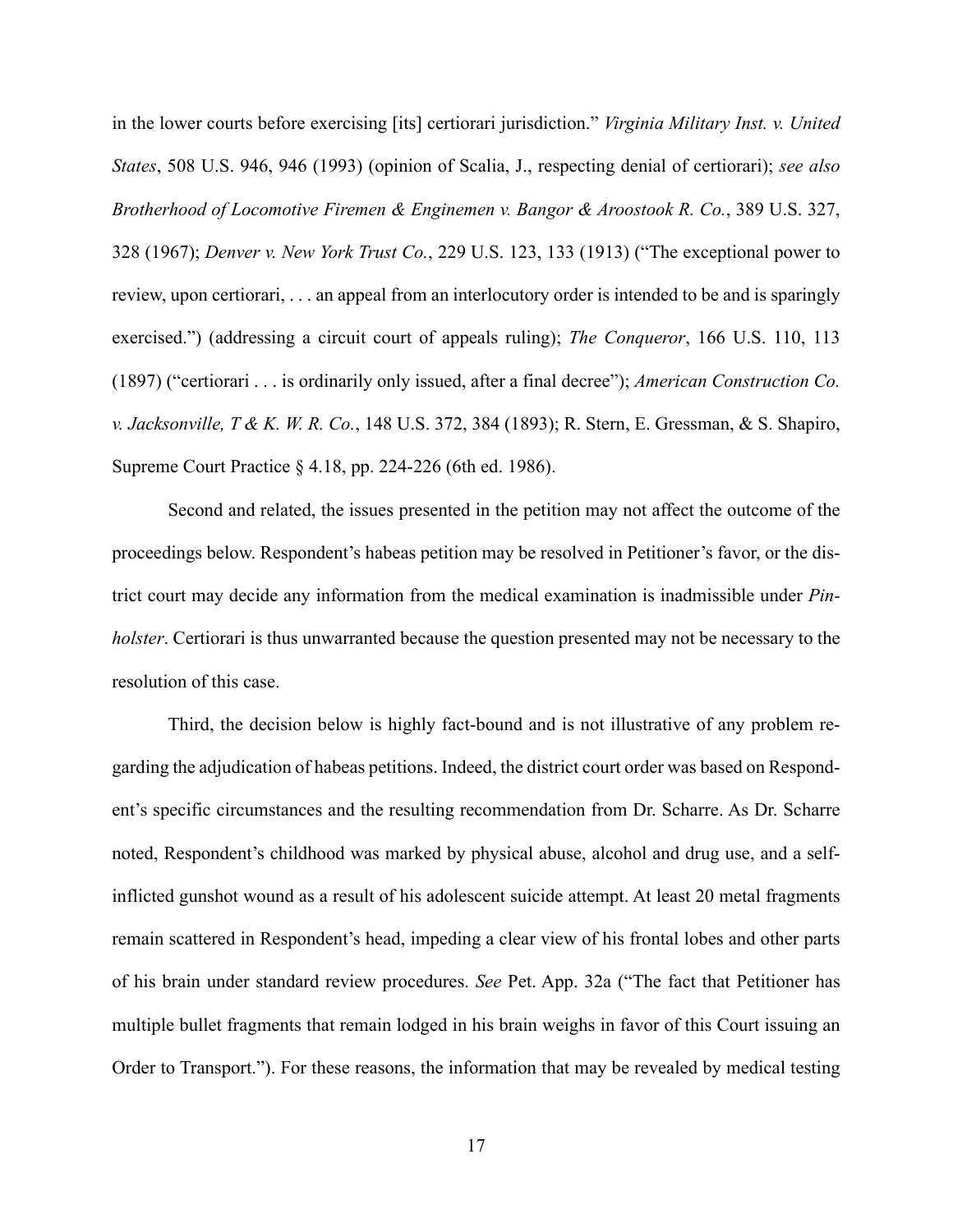in the lower courts before exercising [its] certiorari jurisdiction." *Virginia Military Inst. v. United States*, 508 U.S. 946, 946 (1993) (opinion of Scalia, J., respecting denial of certiorari); *see also Brotherhood of Locomotive Firemen & Enginemen v. Bangor & Aroostook R. Co.*, 389 U.S. 327, 328 (1967); *Denver v. New York Trust Co.*, 229 U.S. 123, 133 (1913) ("The exceptional power to review, upon certiorari, . . . an appeal from an interlocutory order is intended to be and is sparingly exercised.") (addressing a circuit court of appeals ruling); *The Conqueror*, 166 U.S. 110, 113 (1897) ("certiorari . . . is ordinarily only issued, after a final decree"); *American Construction Co. v. Jacksonville, T & K. W. R. Co.*, 148 U.S. 372, 384 (1893); R. Stern, E. Gressman, & S. Shapiro, Supreme Court Practice § 4.18, pp. 224-226 (6th ed. 1986).

Second and related, the issues presented in the petition may not affect the outcome of the proceedings below. Respondent's habeas petition may be resolved in Petitioner's favor, or the district court may decide any information from the medical examination is inadmissible under *Pinholster*. Certiorari is thus unwarranted because the question presented may not be necessary to the resolution of this case.

Third, the decision below is highly fact-bound and is not illustrative of any problem regarding the adjudication of habeas petitions. Indeed, the district court order was based on Respondent's specific circumstances and the resulting recommendation from Dr. Scharre. As Dr. Scharre noted, Respondent's childhood was marked by physical abuse, alcohol and drug use, and a self-inflicted gunshot wound as a result of his adolescent suicide attempt. At least 20 metal fragments remain scattered in Respondent's head, impeding a clear view of his frontal lobes and other parts of his brain under standard review procedures. *See* Pet. App. 32a ("The fact that Petitioner has multiple bullet fragments that remain lodged in his brain weighs in favor of this Court issuing an Order to Transport."). For these reasons, the information that may be revealed by medical testing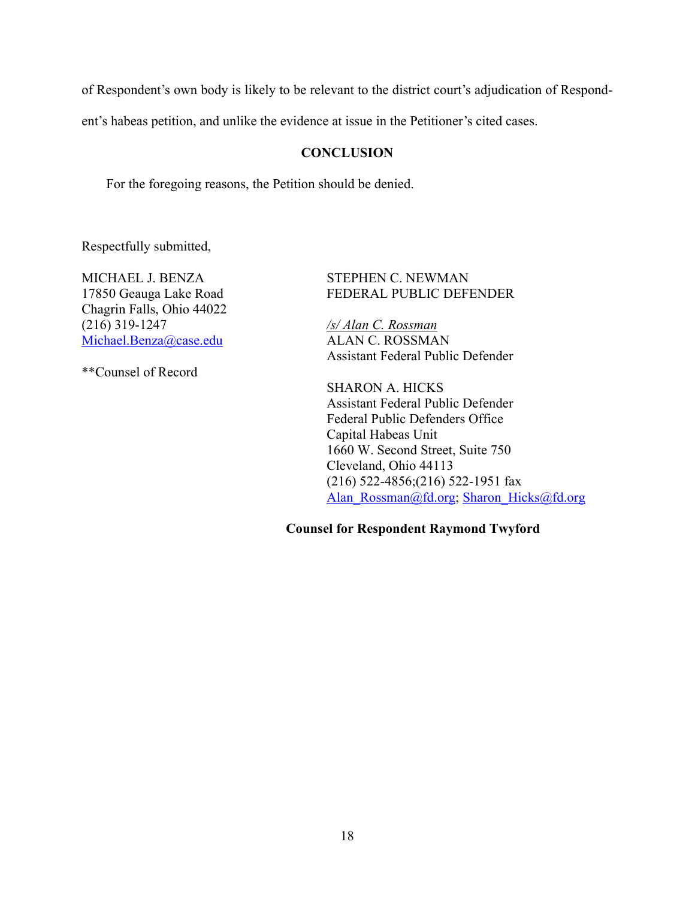of Respondent's own body is likely to be relevant to the district court's adjudication of Respondent's habeas petition, and unlike the evidence at issue in the Petitioner's cited cases.

**CONCLUSION**

For the foregoing reasons, the Petition should be denied.

Respectfully submitted,

MICHAEL J. BENZA
17850 Geauga Lake Road
Chagrin Falls, Ohio 44022
(216) 319-1247
Michael.Benza@case.edu

**Counsel of Record

STEPHEN C. NEWMAN
FEDERAL PUBLIC DEFENDER

*/s/ Alan C. Rossman*
ALAN C. ROSSMAN
Assistant Federal Public Defender

SHARON A. HICKS
Assistant Federal Public Defender
Federal Public Defenders Office
Capital Habeas Unit
1660 W. Second Street, Suite 750
Cleveland, Ohio 44113
(216) 522-4856;(216) 522-1951 fax
Alan_Rossman@fd.org; Sharon_Hicks@fd.org

**Counsel for Respondent Raymond Twyford**